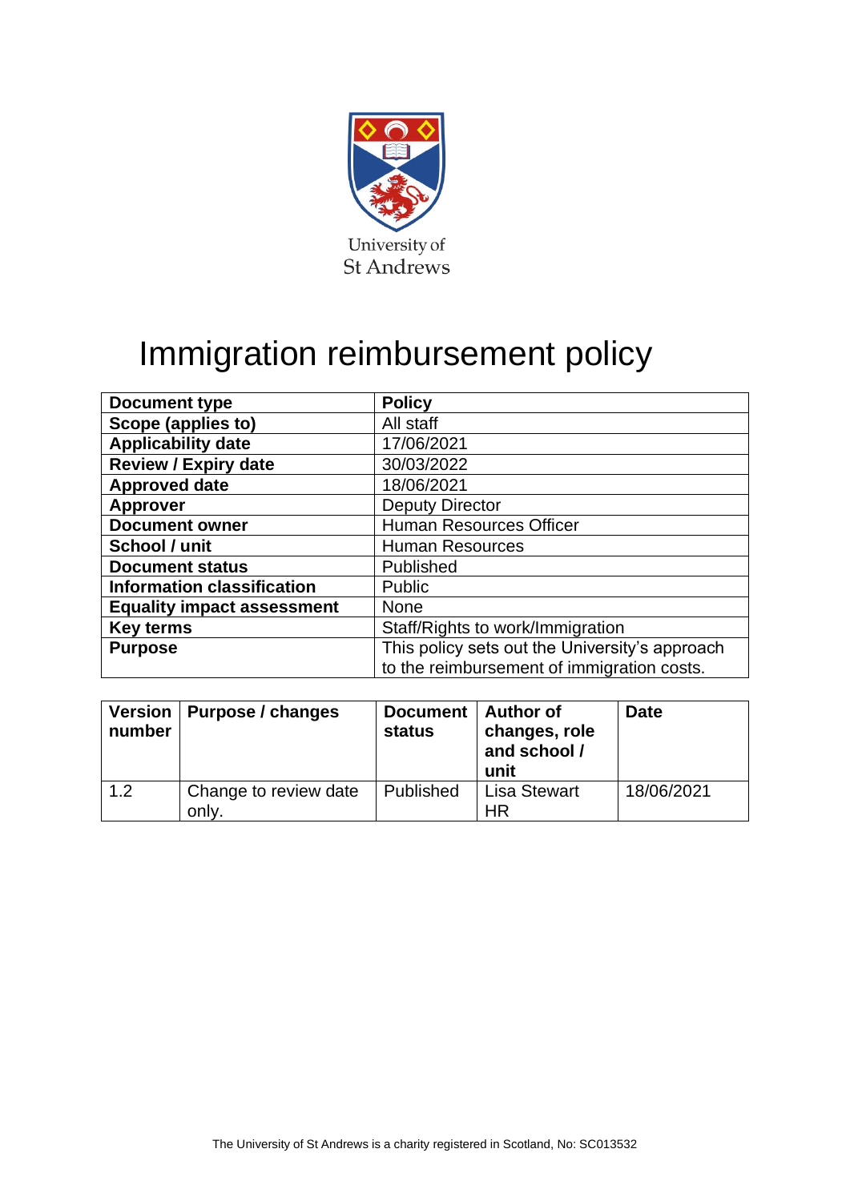University of St Andrews

# Immigration reimbursement policy

| Document type | Policy |
|---|---|
| Scope (applies to) | All staff |
| Applicability date | 17/06/2021 |
| Review / Expiry date | 30/03/2022 |
| Approved date | 18/06/2021 |
| Approver | Deputy Director |
| Document owner | Human Resources Officer |
| School / unit | Human Resources |
| Document status | Published |
| Information classification | Public |
| Equality impact assessment | None |
| Key terms | Staff/Rights to work/Immigration |
| Purpose | This policy sets out the University's approach to the reimbursement of immigration costs. |

| Version number | Purpose / changes | Document status | Author of changes, role and school / unit | Date |
|---|---|---|---|---|
| 1.2 | Change to review date only. | Published | Lisa Stewart HR | 18/06/2021 |

The University of St Andrews is a charity registered in Scotland, No: SC013532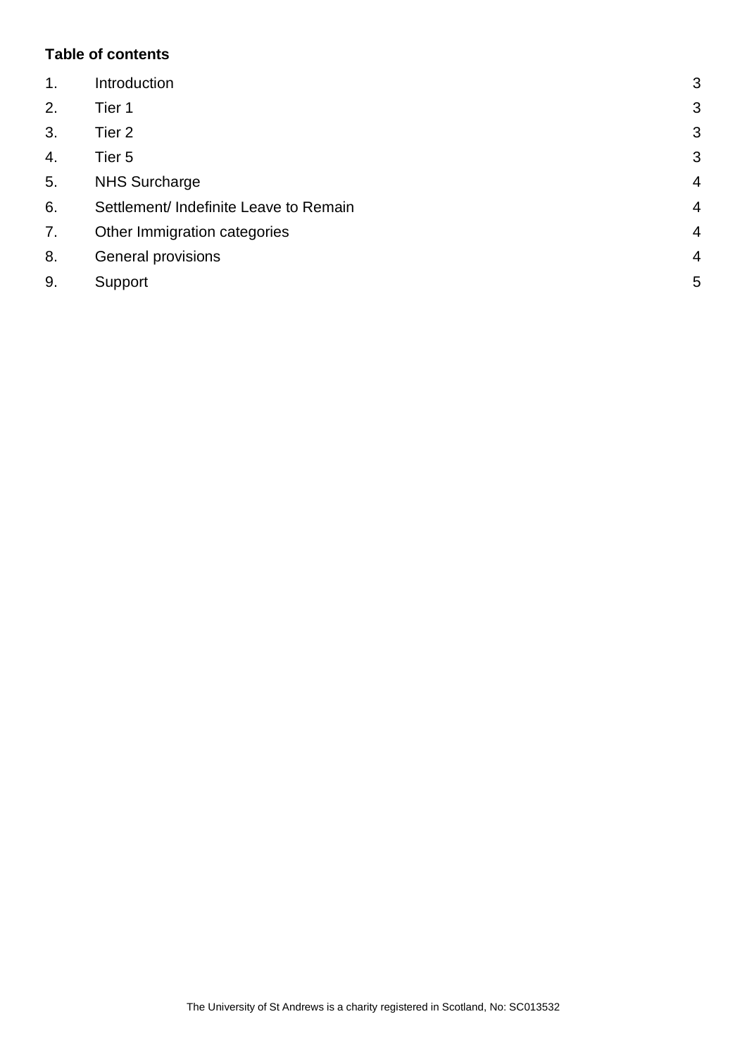**Table of contents**

| | | |
|---|---|---|
| 1. | Introduction | 3 |
| 2. | Tier 1 | 3 |
| 3. | Tier 2 | 3 |
| 4. | Tier 5 | 3 |
| 5. | NHS Surcharge | 4 |
| 6. | Settlement/ Indefinite Leave to Remain | 4 |
| 7. | Other Immigration categories | 4 |
| 8. | General provisions | 4 |
| 9. | Support | 5 |

The University of St Andrews is a charity registered in Scotland, No: SC013532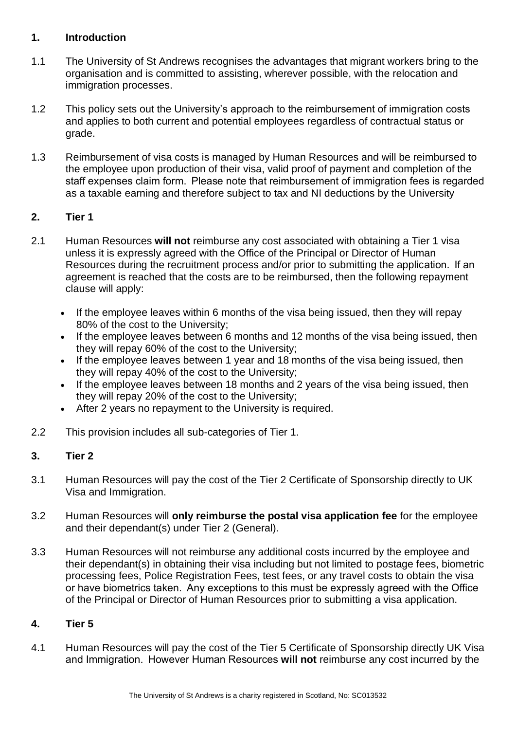## 1. Introduction

1.1 The University of St Andrews recognises the advantages that migrant workers bring to the organisation and is committed to assisting, wherever possible, with the relocation and immigration processes.

1.2 This policy sets out the University's approach to the reimbursement of immigration costs and applies to both current and potential employees regardless of contractual status or grade.

1.3 Reimbursement of visa costs is managed by Human Resources and will be reimbursed to the employee upon production of their visa, valid proof of payment and completion of the staff expenses claim form. Please note that reimbursement of immigration fees is regarded as a taxable earning and therefore subject to tax and NI deductions by the University

## 2. Tier 1

2.1 Human Resources **will not** reimburse any cost associated with obtaining a Tier 1 visa unless it is expressly agreed with the Office of the Principal or Director of Human Resources during the recruitment process and/or prior to submitting the application. If an agreement is reached that the costs are to be reimbursed, then the following repayment clause will apply:

- If the employee leaves within 6 months of the visa being issued, then they will repay 80% of the cost to the University;
- If the employee leaves between 6 months and 12 months of the visa being issued, then they will repay 60% of the cost to the University;
- If the employee leaves between 1 year and 18 months of the visa being issued, then they will repay 40% of the cost to the University;
- If the employee leaves between 18 months and 2 years of the visa being issued, then they will repay 20% of the cost to the University;
- After 2 years no repayment to the University is required.

2.2 This provision includes all sub-categories of Tier 1.

## 3. Tier 2

3.1 Human Resources will pay the cost of the Tier 2 Certificate of Sponsorship directly to UK Visa and Immigration.

3.2 Human Resources will **only reimburse the postal visa application fee** for the employee and their dependant(s) under Tier 2 (General).

3.3 Human Resources will not reimburse any additional costs incurred by the employee and their dependant(s) in obtaining their visa including but not limited to postage fees, biometric processing fees, Police Registration Fees, test fees, or any travel costs to obtain the visa or have biometrics taken. Any exceptions to this must be expressly agreed with the Office of the Principal or Director of Human Resources prior to submitting a visa application.

## 4. Tier 5

4.1 Human Resources will pay the cost of the Tier 5 Certificate of Sponsorship directly UK Visa and Immigration. However Human Resources **will not** reimburse any cost incurred by the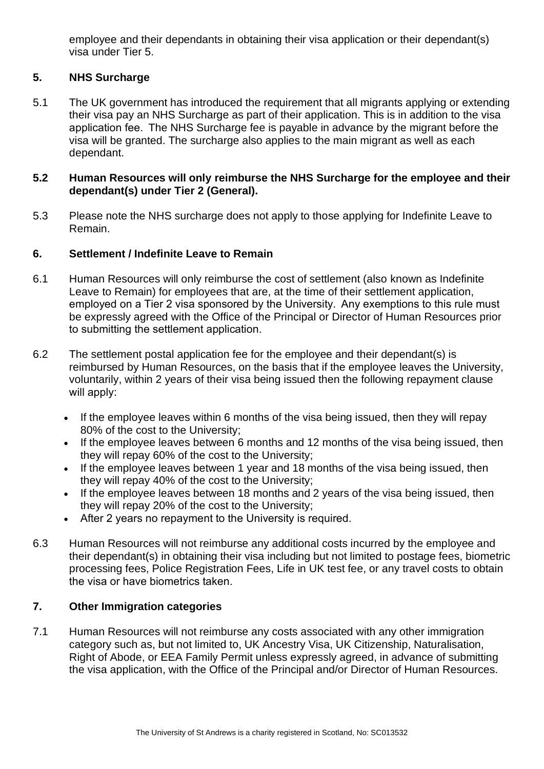employee and their dependants in obtaining their visa application or their dependant(s) visa under Tier 5.

## 5. NHS Surcharge

5.1 The UK government has introduced the requirement that all migrants applying or extending their visa pay an NHS Surcharge as part of their application. This is in addition to the visa application fee. The NHS Surcharge fee is payable in advance by the migrant before the visa will be granted. The surcharge also applies to the main migrant as well as each dependant.

**5.2 Human Resources will only reimburse the NHS Surcharge for the employee and their dependant(s) under Tier 2 (General).**

5.3 Please note the NHS surcharge does not apply to those applying for Indefinite Leave to Remain.

## 6. Settlement / Indefinite Leave to Remain

6.1 Human Resources will only reimburse the cost of settlement (also known as Indefinite Leave to Remain) for employees that are, at the time of their settlement application, employed on a Tier 2 visa sponsored by the University. Any exemptions to this rule must be expressly agreed with the Office of the Principal or Director of Human Resources prior to submitting the settlement application.

6.2 The settlement postal application fee for the employee and their dependant(s) is reimbursed by Human Resources, on the basis that if the employee leaves the University, voluntarily, within 2 years of their visa being issued then the following repayment clause will apply:

- If the employee leaves within 6 months of the visa being issued, then they will repay 80% of the cost to the University;
- If the employee leaves between 6 months and 12 months of the visa being issued, then they will repay 60% of the cost to the University;
- If the employee leaves between 1 year and 18 months of the visa being issued, then they will repay 40% of the cost to the University;
- If the employee leaves between 18 months and 2 years of the visa being issued, then they will repay 20% of the cost to the University;
- After 2 years no repayment to the University is required.

6.3 Human Resources will not reimburse any additional costs incurred by the employee and their dependant(s) in obtaining their visa including but not limited to postage fees, biometric processing fees, Police Registration Fees, Life in UK test fee, or any travel costs to obtain the visa or have biometrics taken.

## 7. Other Immigration categories

7.1 Human Resources will not reimburse any costs associated with any other immigration category such as, but not limited to, UK Ancestry Visa, UK Citizenship, Naturalisation, Right of Abode, or EEA Family Permit unless expressly agreed, in advance of submitting the visa application, with the Office of the Principal and/or Director of Human Resources.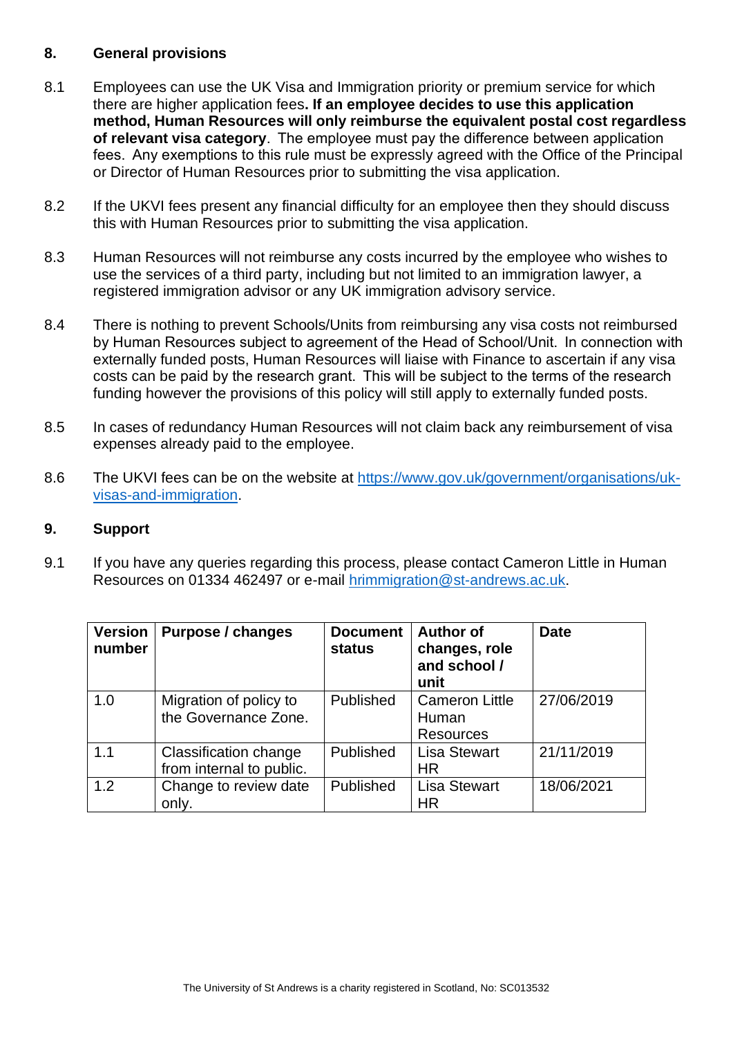## 8. General provisions

8.1 Employees can use the UK Visa and Immigration priority or premium service for which there are higher application fees**. If an employee decides to use this application method, Human Resources will only reimburse the equivalent postal cost regardless of relevant visa category**. The employee must pay the difference between application fees. Any exemptions to this rule must be expressly agreed with the Office of the Principal or Director of Human Resources prior to submitting the visa application.

8.2 If the UKVI fees present any financial difficulty for an employee then they should discuss this with Human Resources prior to submitting the visa application.

8.3 Human Resources will not reimburse any costs incurred by the employee who wishes to use the services of a third party, including but not limited to an immigration lawyer, a registered immigration advisor or any UK immigration advisory service.

8.4 There is nothing to prevent Schools/Units from reimbursing any visa costs not reimbursed by Human Resources subject to agreement of the Head of School/Unit. In connection with externally funded posts, Human Resources will liaise with Finance to ascertain if any visa costs can be paid by the research grant. This will be subject to the terms of the research funding however the provisions of this policy will still apply to externally funded posts.

8.5 In cases of redundancy Human Resources will not claim back any reimbursement of visa expenses already paid to the employee.

8.6 The UKVI fees can be on the website at [https://www.gov.uk/government/organisations/uk-visas-and-immigration](https://www.gov.uk/government/organisations/uk-visas-and-immigration).

## 9. Support

9.1 If you have any queries regarding this process, please contact Cameron Little in Human Resources on 01334 462497 or e-mail [hrimmigration@st-andrews.ac.uk](mailto:hrimmigration@st-andrews.ac.uk).

| Version number | Purpose / changes | Document status | Author of changes, role and school / unit | Date |
|---|---|---|---|---|
| 1.0 | Migration of policy to the Governance Zone. | Published | Cameron Little Human Resources | 27/06/2019 |
| 1.1 | Classification change from internal to public. | Published | Lisa Stewart HR | 21/11/2019 |
| 1.2 | Change to review date only. | Published | Lisa Stewart HR | 18/06/2021 |

The University of St Andrews is a charity registered in Scotland, No: SC013532